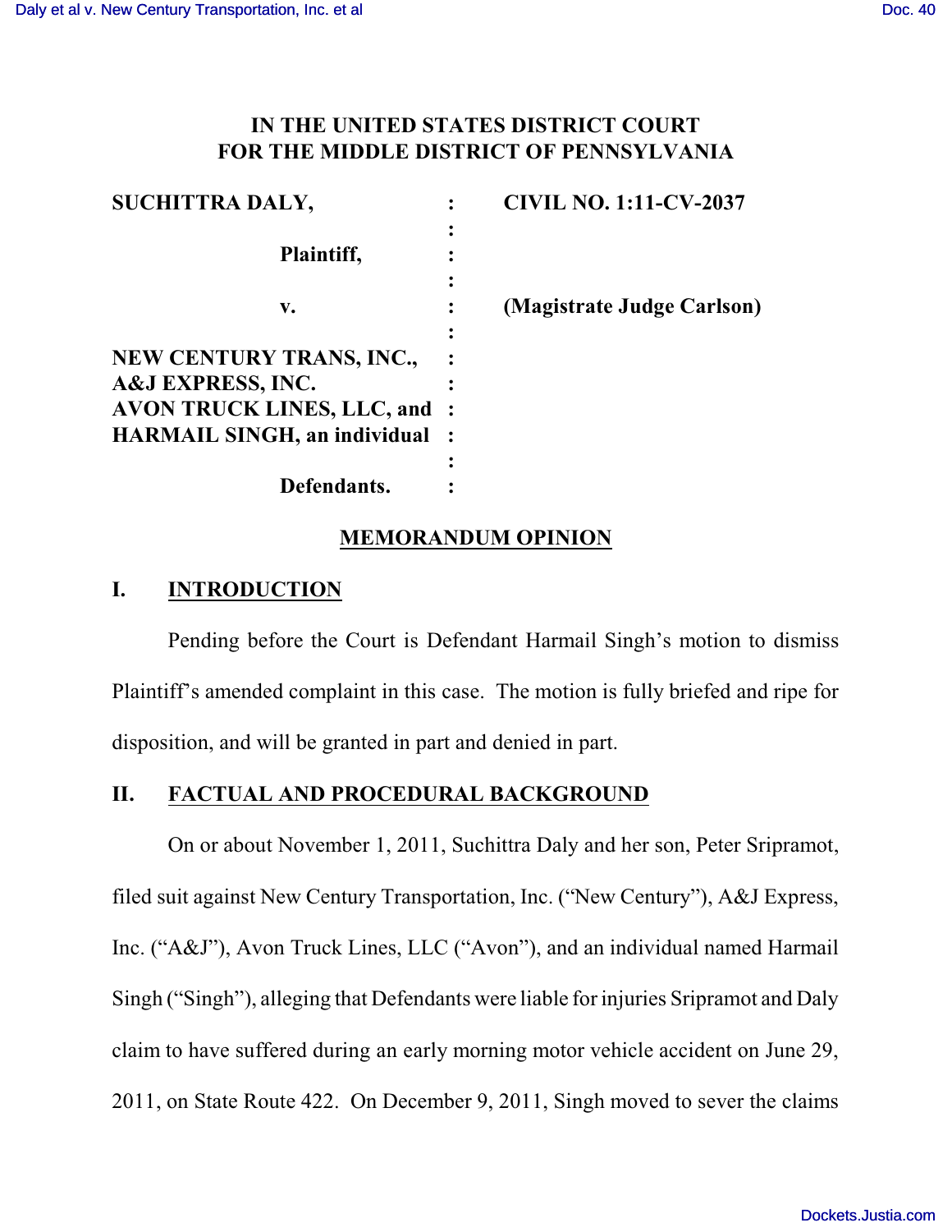# IN THE UNITED STATES DISTRICT COURT FOR THE MIDDLE DISTRICT OF PENNSYLVANIA

| | | |
|---|---|---|
| **SUCHITTRA DALY,** | : | **CIVIL NO. 1:11-CV-2037** |
| | : | |
| **Plaintiff,** | : | |
| | : | |
| **v.** | : | **(Magistrate Judge Carlson)** |
| | : | |
| **NEW CENTURY TRANS, INC., A&J EXPRESS, INC. AVON TRUCK LINES, LLC, and HARMAIL SINGH, an individual** | : | |
| | : | |
| **Defendants.** | : | |

## MEMORANDUM OPINION

## I. INTRODUCTION

Pending before the Court is Defendant Harmail Singh's motion to dismiss Plaintiff's amended complaint in this case. The motion is fully briefed and ripe for disposition, and will be granted in part and denied in part.

## II. FACTUAL AND PROCEDURAL BACKGROUND

On or about November 1, 2011, Suchittra Daly and her son, Peter Sripramot, filed suit against New Century Transportation, Inc. ("New Century"), A&J Express, Inc. ("A&J"), Avon Truck Lines, LLC ("Avon"), and an individual named Harmail Singh ("Singh"), alleging that Defendants were liable for injuries Sripramot and Daly claim to have suffered during an early morning motor vehicle accident on June 29, 2011, on State Route 422. On December 9, 2011, Singh moved to sever the claims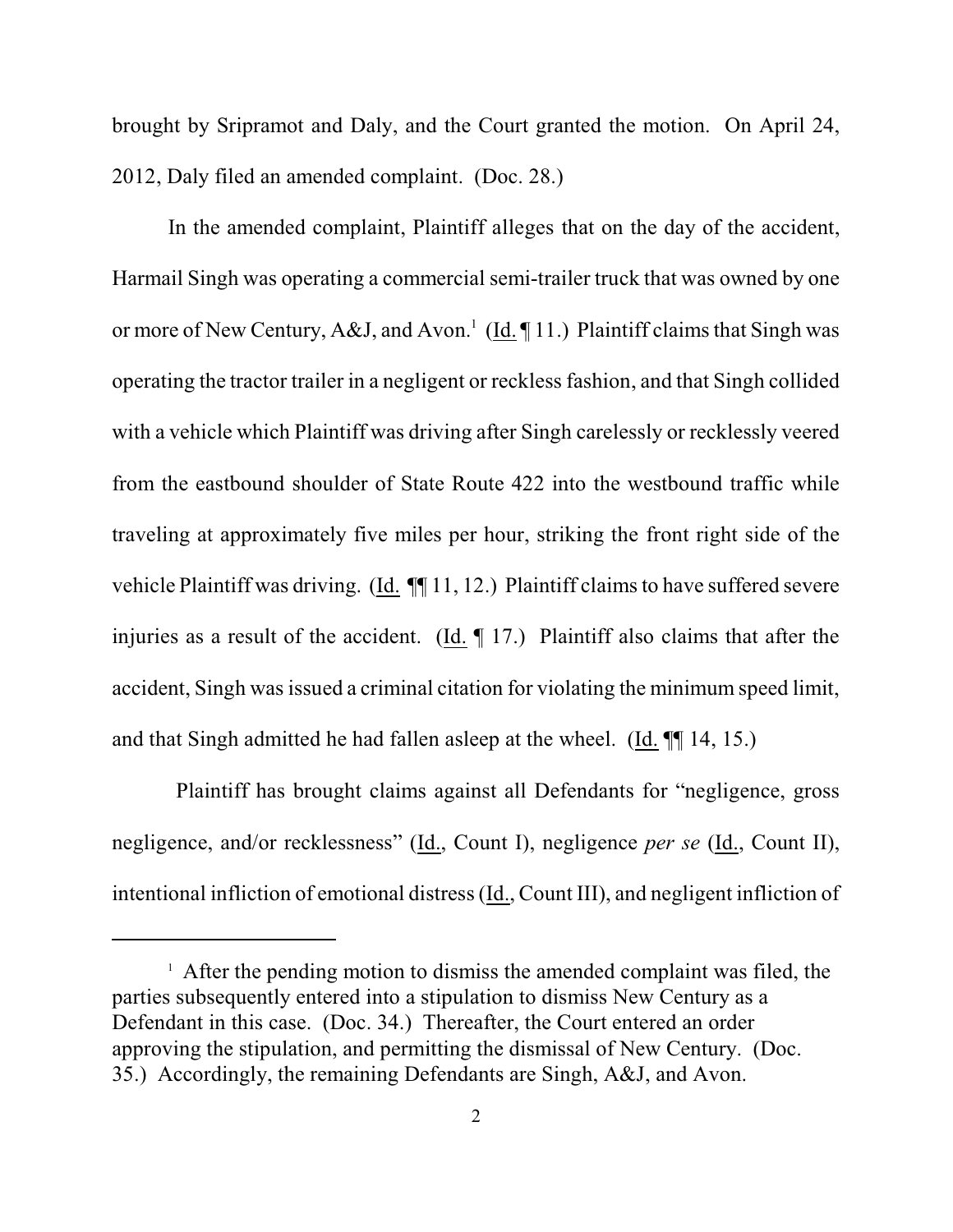brought by Sripramot and Daly, and the Court granted the motion. On April 24, 2012, Daly filed an amended complaint. (Doc. 28.)

In the amended complaint, Plaintiff alleges that on the day of the accident, Harmail Singh was operating a commercial semi-trailer truck that was owned by one or more of New Century, A&J, and Avon.[1] (Id. ¶ 11.) Plaintiff claims that Singh was operating the tractor trailer in a negligent or reckless fashion, and that Singh collided with a vehicle which Plaintiff was driving after Singh carelessly or recklessly veered from the eastbound shoulder of State Route 422 into the westbound traffic while traveling at approximately five miles per hour, striking the front right side of the vehicle Plaintiff was driving. (Id. ¶¶ 11, 12.) Plaintiff claims to have suffered severe injuries as a result of the accident. (Id. ¶ 17.) Plaintiff also claims that after the accident, Singh was issued a criminal citation for violating the minimum speed limit, and that Singh admitted he had fallen asleep at the wheel. (Id. ¶¶ 14, 15.)

Plaintiff has brought claims against all Defendants for "negligence, gross negligence, and/or recklessness" (Id., Count I), negligence *per se* (Id., Count II), intentional infliction of emotional distress (Id., Count III), and negligent infliction of

[1] After the pending motion to dismiss the amended complaint was filed, the parties subsequently entered into a stipulation to dismiss New Century as a Defendant in this case. (Doc. 34.) Thereafter, the Court entered an order approving the stipulation, and permitting the dismissal of New Century. (Doc. 35.) Accordingly, the remaining Defendants are Singh, A&J, and Avon.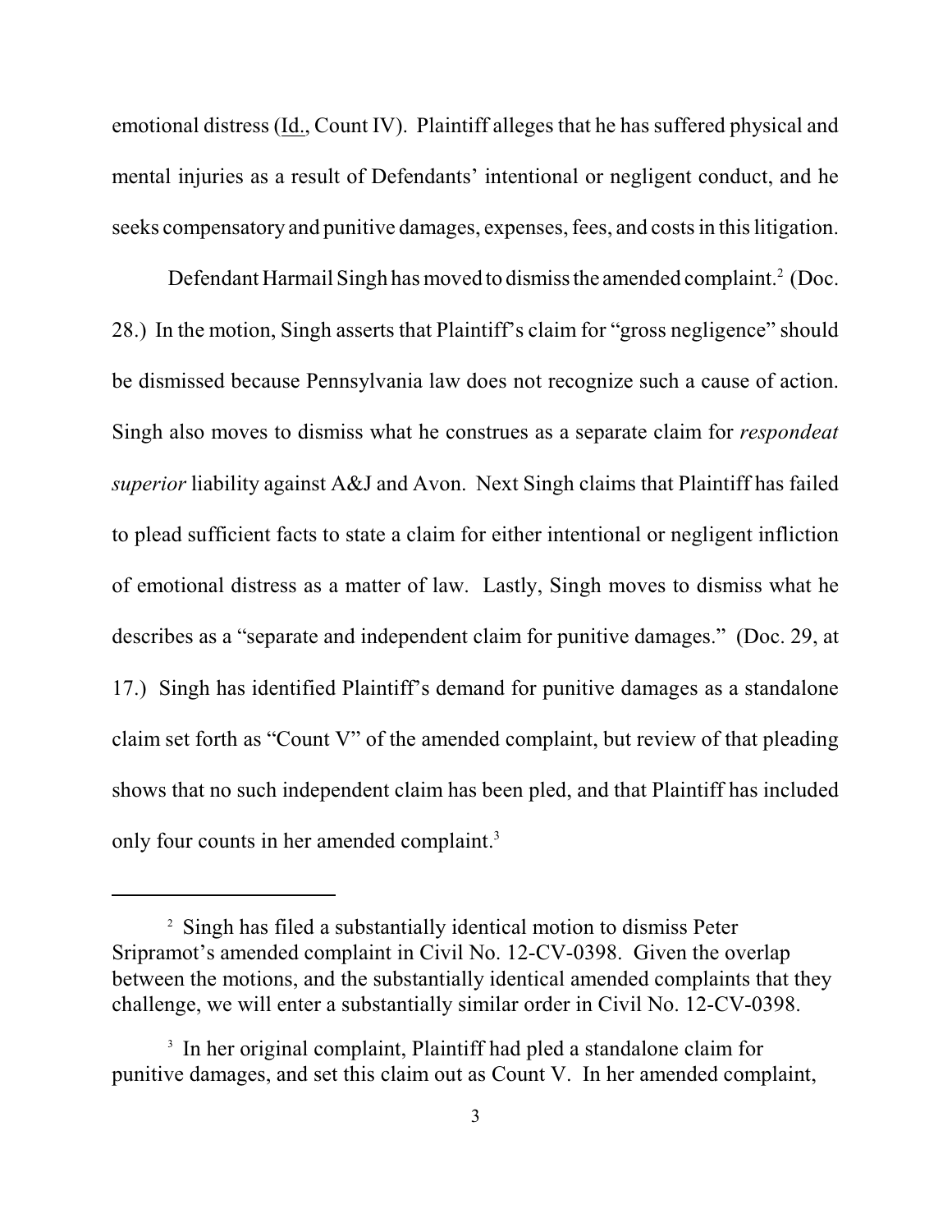emotional distress (Id., Count IV). Plaintiff alleges that he has suffered physical and mental injuries as a result of Defendants' intentional or negligent conduct, and he seeks compensatory and punitive damages, expenses, fees, and costs in this litigation.

Defendant Harmail Singh has moved to dismiss the amended complaint.[2] (Doc. 28.) In the motion, Singh asserts that Plaintiff's claim for "gross negligence" should be dismissed because Pennsylvania law does not recognize such a cause of action. Singh also moves to dismiss what he construes as a separate claim for *respondeat superior* liability against A&J and Avon. Next Singh claims that Plaintiff has failed to plead sufficient facts to state a claim for either intentional or negligent infliction of emotional distress as a matter of law. Lastly, Singh moves to dismiss what he describes as a "separate and independent claim for punitive damages." (Doc. 29, at 17.) Singh has identified Plaintiff's demand for punitive damages as a standalone claim set forth as "Count V" of the amended complaint, but review of that pleading shows that no such independent claim has been pled, and that Plaintiff has included only four counts in her amended complaint.[3]

---

[2] Singh has filed a substantially identical motion to dismiss Peter Sripramot's amended complaint in Civil No. 12-CV-0398. Given the overlap between the motions, and the substantially identical amended complaints that they challenge, we will enter a substantially similar order in Civil No. 12-CV-0398.

[3] In her original complaint, Plaintiff had pled a standalone claim for punitive damages, and set this claim out as Count V. In her amended complaint,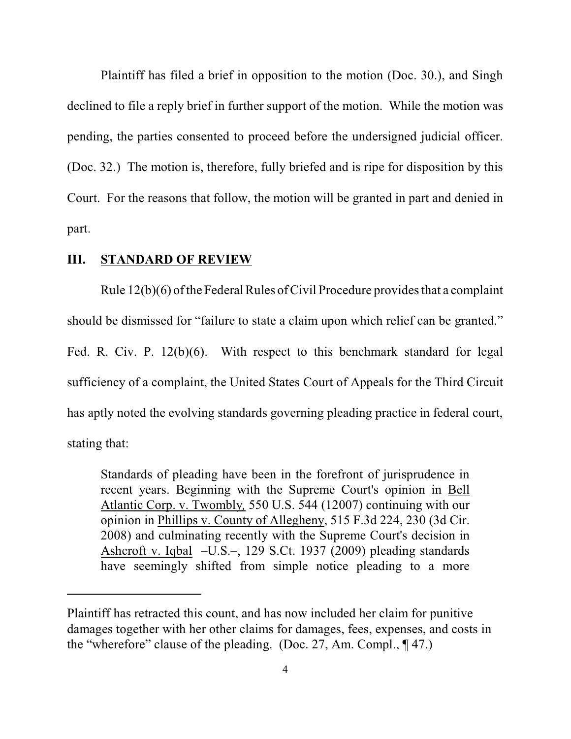Plaintiff has filed a brief in opposition to the motion (Doc. 30.), and Singh declined to file a reply brief in further support of the motion. While the motion was pending, the parties consented to proceed before the undersigned judicial officer. (Doc. 32.) The motion is, therefore, fully briefed and is ripe for disposition by this Court. For the reasons that follow, the motion will be granted in part and denied in part.

## III. STANDARD OF REVIEW

Rule 12(b)(6) of the Federal Rules of Civil Procedure provides that a complaint should be dismissed for "failure to state a claim upon which relief can be granted." Fed. R. Civ. P. 12(b)(6). With respect to this benchmark standard for legal sufficiency of a complaint, the United States Court of Appeals for the Third Circuit has aptly noted the evolving standards governing pleading practice in federal court, stating that:

> Standards of pleading have been in the forefront of jurisprudence in recent years. Beginning with the Supreme Court's opinion in Bell Atlantic Corp. v. Twombly, 550 U.S. 544 (12007) continuing with our opinion in Phillips v. County of Allegheny, 515 F.3d 224, 230 (3d Cir. 2008) and culminating recently with the Supreme Court's decision in Ashcroft v. Iqbal –U.S.–, 129 S.Ct. 1937 (2009) pleading standards have seemingly shifted from simple notice pleading to a more

---

Plaintiff has retracted this count, and has now included her claim for punitive damages together with her other claims for damages, fees, expenses, and costs in the "wherefore" clause of the pleading. (Doc. 27, Am. Compl., ¶ 47.)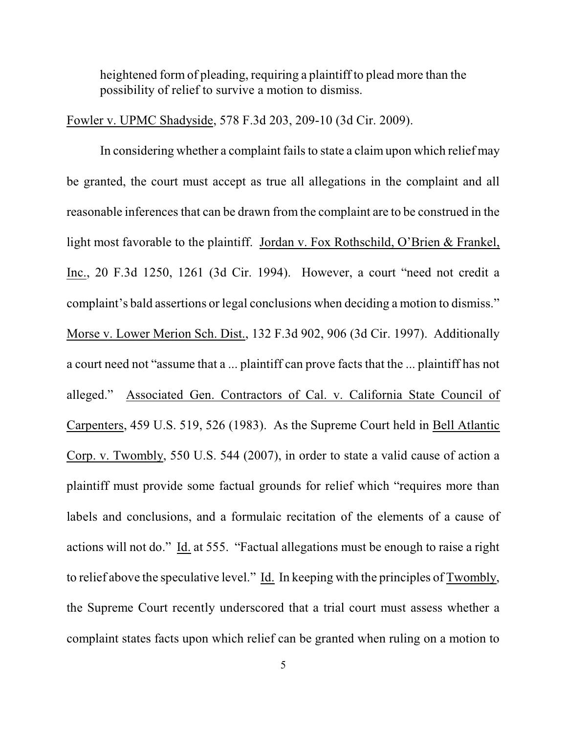heightened form of pleading, requiring a plaintiff to plead more than the possibility of relief to survive a motion to dismiss.

Fowler v. UPMC Shadyside, 578 F.3d 203, 209-10 (3d Cir. 2009).

In considering whether a complaint fails to state a claim upon which relief may be granted, the court must accept as true all allegations in the complaint and all reasonable inferences that can be drawn from the complaint are to be construed in the light most favorable to the plaintiff. Jordan v. Fox Rothschild, O'Brien & Frankel, Inc., 20 F.3d 1250, 1261 (3d Cir. 1994). However, a court "need not credit a complaint's bald assertions or legal conclusions when deciding a motion to dismiss." Morse v. Lower Merion Sch. Dist., 132 F.3d 902, 906 (3d Cir. 1997). Additionally a court need not "assume that a ... plaintiff can prove facts that the ... plaintiff has not alleged." Associated Gen. Contractors of Cal. v. California State Council of Carpenters, 459 U.S. 519, 526 (1983). As the Supreme Court held in Bell Atlantic Corp. v. Twombly, 550 U.S. 544 (2007), in order to state a valid cause of action a plaintiff must provide some factual grounds for relief which "requires more than labels and conclusions, and a formulaic recitation of the elements of a cause of actions will not do." Id. at 555. "Factual allegations must be enough to raise a right to relief above the speculative level." Id. In keeping with the principles of Twombly, the Supreme Court recently underscored that a trial court must assess whether a complaint states facts upon which relief can be granted when ruling on a motion to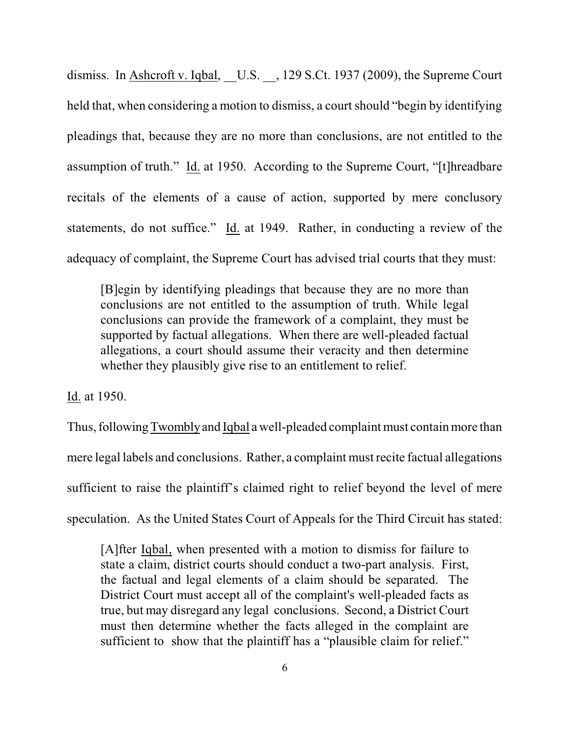dismiss. In Ashcroft v. Iqbal, __U.S. __, 129 S.Ct. 1937 (2009), the Supreme Court held that, when considering a motion to dismiss, a court should "begin by identifying pleadings that, because they are no more than conclusions, are not entitled to the assumption of truth." Id. at 1950. According to the Supreme Court, "[t]hreadbare recitals of the elements of a cause of action, supported by mere conclusory statements, do not suffice." Id. at 1949. Rather, in conducting a review of the adequacy of complaint, the Supreme Court has advised trial courts that they must:

> [B]egin by identifying pleadings that because they are no more than conclusions are not entitled to the assumption of truth. While legal conclusions can provide the framework of a complaint, they must be supported by factual allegations. When there are well-pleaded factual allegations, a court should assume their veracity and then determine whether they plausibly give rise to an entitlement to relief.

Id. at 1950.

Thus, following Twombly and Iqbal a well-pleaded complaint must contain more than mere legal labels and conclusions. Rather, a complaint must recite factual allegations sufficient to raise the plaintiff's claimed right to relief beyond the level of mere speculation. As the United States Court of Appeals for the Third Circuit has stated:

> [A]fter Iqbal, when presented with a motion to dismiss for failure to state a claim, district courts should conduct a two-part analysis. First, the factual and legal elements of a claim should be separated. The District Court must accept all of the complaint's well-pleaded facts as true, but may disregard any legal conclusions. Second, a District Court must then determine whether the facts alleged in the complaint are sufficient to show that the plaintiff has a "plausible claim for relief."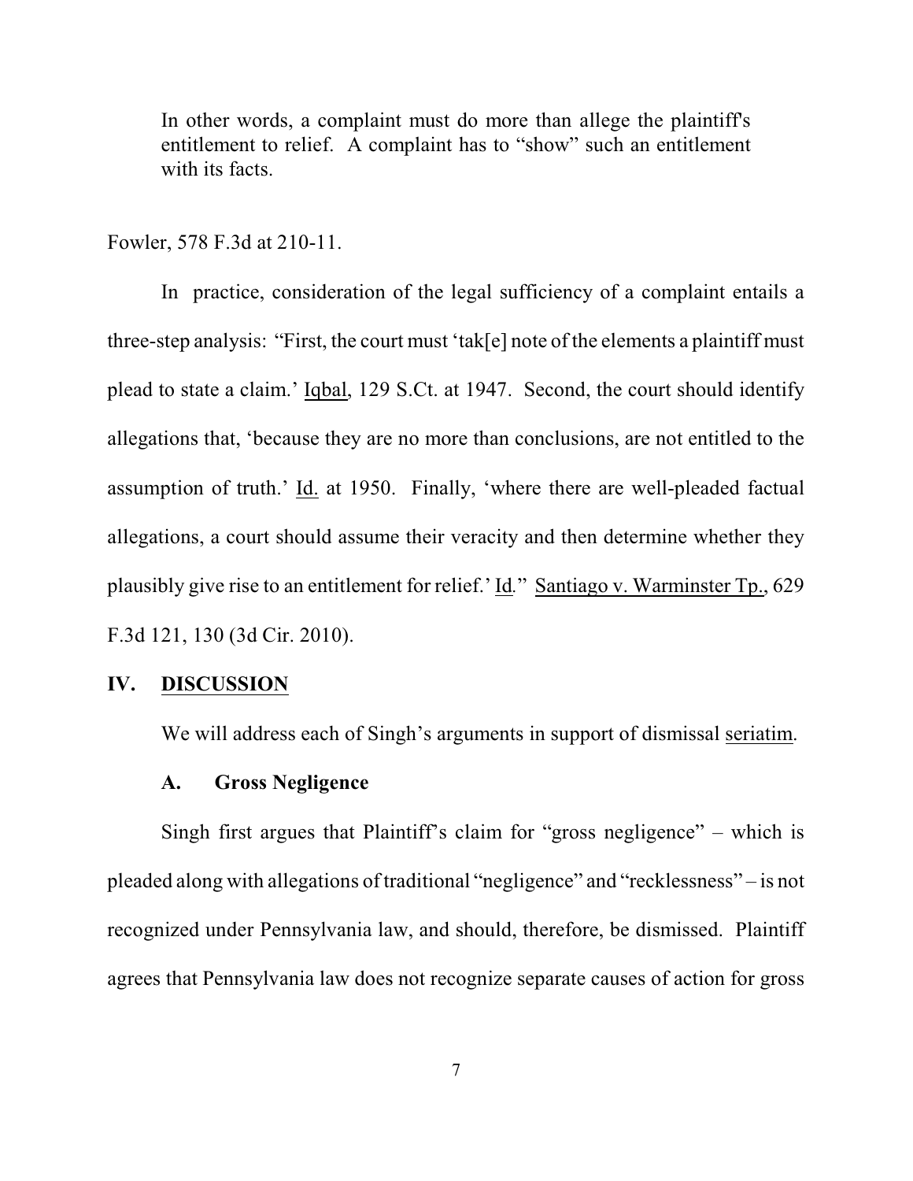> In other words, a complaint must do more than allege the plaintiff's entitlement to relief. A complaint has to "show" such an entitlement with its facts.

Fowler, 578 F.3d at 210-11.

In practice, consideration of the legal sufficiency of a complaint entails a three-step analysis: "First, the court must 'tak[e] note of the elements a plaintiff must plead to state a claim.' Iqbal, 129 S.Ct. at 1947. Second, the court should identify allegations that, 'because they are no more than conclusions, are not entitled to the assumption of truth.' Id. at 1950. Finally, 'where there are well-pleaded factual allegations, a court should assume their veracity and then determine whether they plausibly give rise to an entitlement for relief.' Id." Santiago v. Warminster Tp., 629 F.3d 121, 130 (3d Cir. 2010).

## IV. DISCUSSION

We will address each of Singh's arguments in support of dismissal seriatim.

### A. Gross Negligence

Singh first argues that Plaintiff's claim for "gross negligence" – which is pleaded along with allegations of traditional "negligence" and "recklessness" – is not recognized under Pennsylvania law, and should, therefore, be dismissed. Plaintiff agrees that Pennsylvania law does not recognize separate causes of action for gross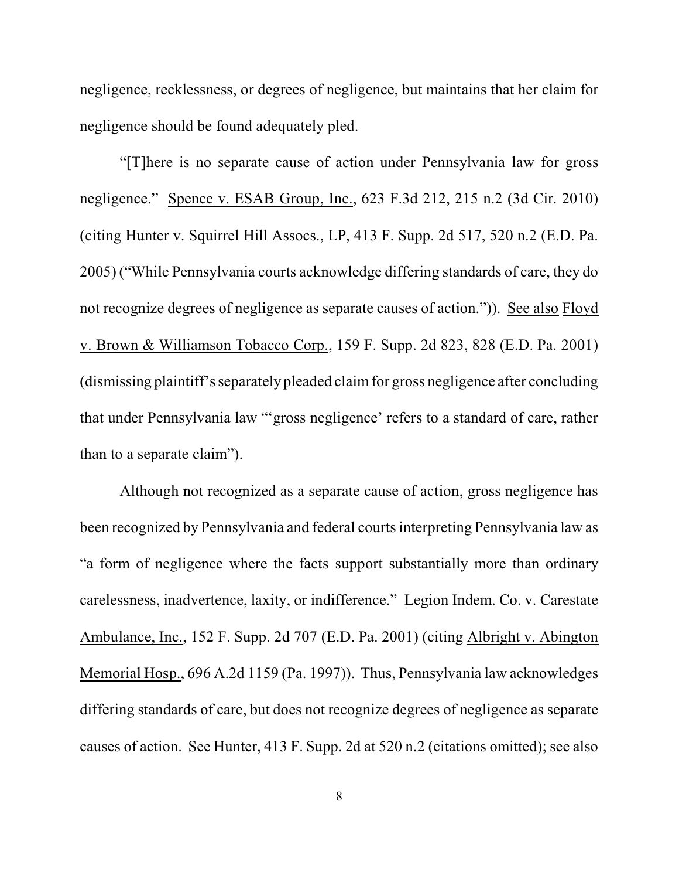negligence, recklessness, or degrees of negligence, but maintains that her claim for negligence should be found adequately pled.

"[T]here is no separate cause of action under Pennsylvania law for gross negligence." Spence v. ESAB Group, Inc., 623 F.3d 212, 215 n.2 (3d Cir. 2010) (citing Hunter v. Squirrel Hill Assocs., LP, 413 F. Supp. 2d 517, 520 n.2 (E.D. Pa. 2005) ("While Pennsylvania courts acknowledge differing standards of care, they do not recognize degrees of negligence as separate causes of action.")). See also Floyd v. Brown & Williamson Tobacco Corp., 159 F. Supp. 2d 823, 828 (E.D. Pa. 2001) (dismissing plaintiff's separately pleaded claim for gross negligence after concluding that under Pennsylvania law "'gross negligence' refers to a standard of care, rather than to a separate claim").

Although not recognized as a separate cause of action, gross negligence has been recognized by Pennsylvania and federal courts interpreting Pennsylvania law as "a form of negligence where the facts support substantially more than ordinary carelessness, inadvertence, laxity, or indifference." Legion Indem. Co. v. Carestate Ambulance, Inc., 152 F. Supp. 2d 707 (E.D. Pa. 2001) (citing Albright v. Abington Memorial Hosp., 696 A.2d 1159 (Pa. 1997)). Thus, Pennsylvania law acknowledges differing standards of care, but does not recognize degrees of negligence as separate causes of action. See Hunter, 413 F. Supp. 2d at 520 n.2 (citations omitted); see also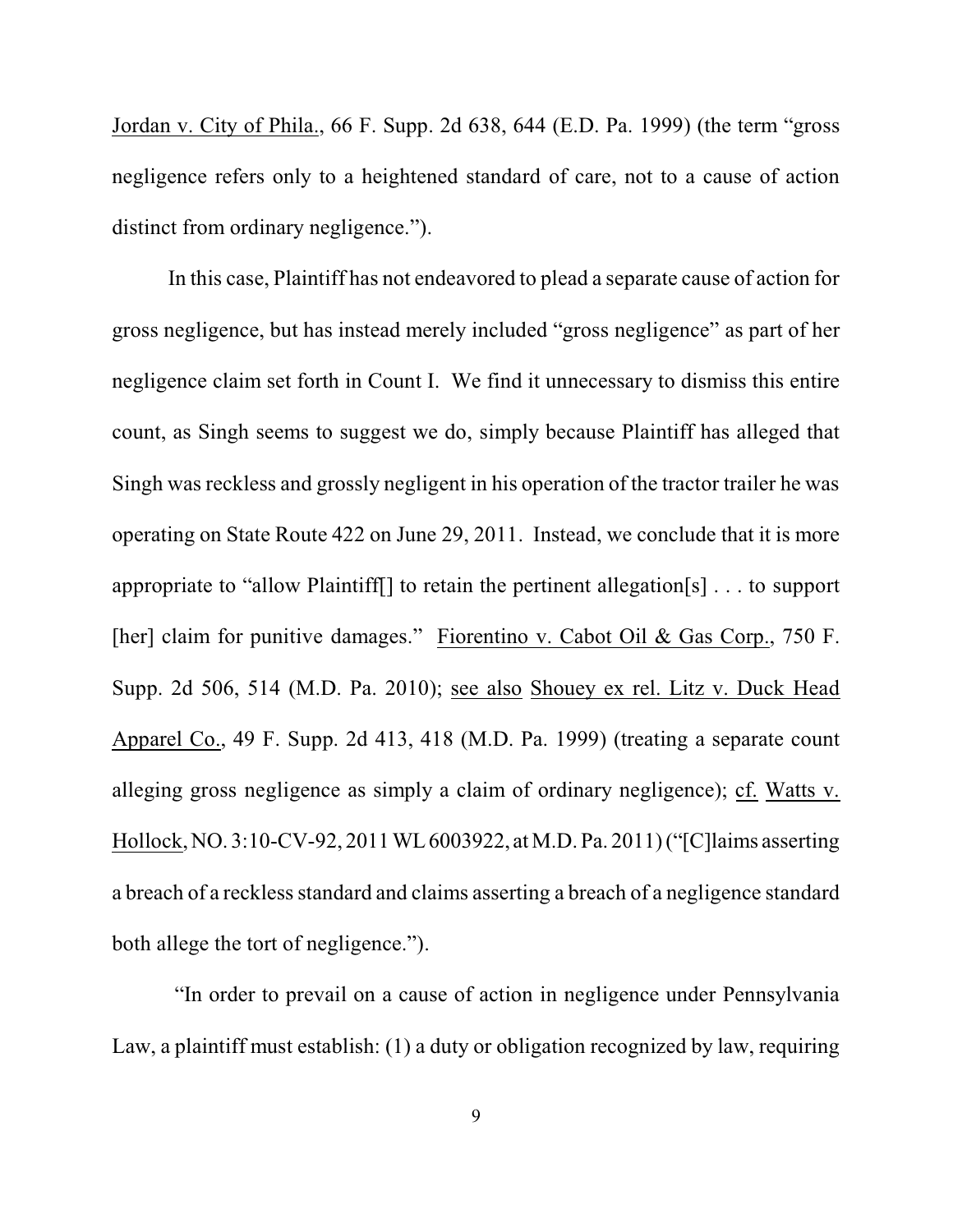Jordan v. City of Phila., 66 F. Supp. 2d 638, 644 (E.D. Pa. 1999) (the term "gross negligence refers only to a heightened standard of care, not to a cause of action distinct from ordinary negligence.").

In this case, Plaintiff has not endeavored to plead a separate cause of action for gross negligence, but has instead merely included "gross negligence" as part of her negligence claim set forth in Count I. We find it unnecessary to dismiss this entire count, as Singh seems to suggest we do, simply because Plaintiff has alleged that Singh was reckless and grossly negligent in his operation of the tractor trailer he was operating on State Route 422 on June 29, 2011. Instead, we conclude that it is more appropriate to "allow Plaintiff[] to retain the pertinent allegation[s] . . . to support [her] claim for punitive damages." Fiorentino v. Cabot Oil & Gas Corp., 750 F. Supp. 2d 506, 514 (M.D. Pa. 2010); see also Shouey ex rel. Litz v. Duck Head Apparel Co., 49 F. Supp. 2d 413, 418 (M.D. Pa. 1999) (treating a separate count alleging gross negligence as simply a claim of ordinary negligence); cf. Watts v. Hollock, NO. 3:10-CV-92, 2011 WL 6003922, at M.D. Pa. 2011) ("[C]laims asserting a breach of a reckless standard and claims asserting a breach of a negligence standard both allege the tort of negligence.").

"In order to prevail on a cause of action in negligence under Pennsylvania Law, a plaintiff must establish: (1) a duty or obligation recognized by law, requiring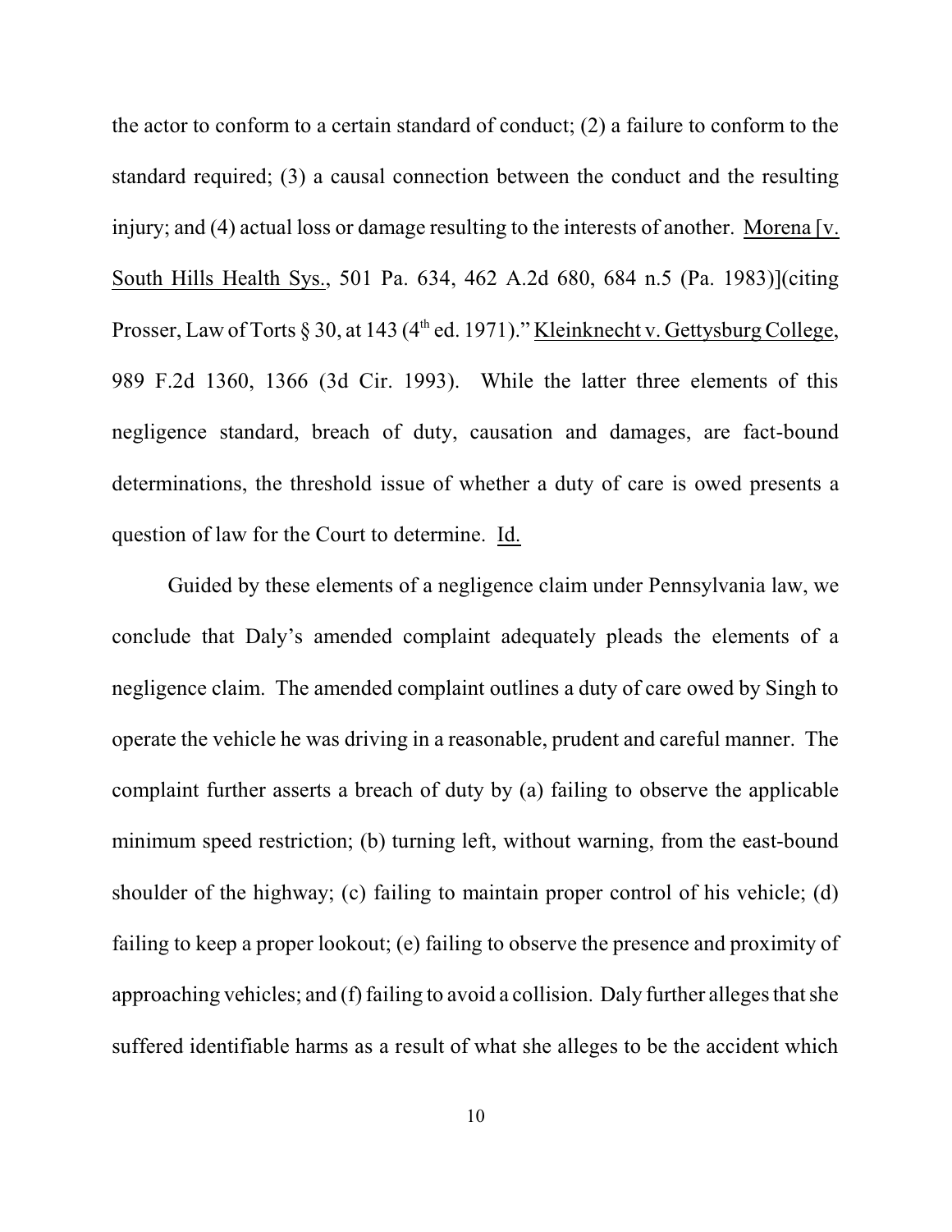the actor to conform to a certain standard of conduct; (2) a failure to conform to the standard required; (3) a causal connection between the conduct and the resulting injury; and (4) actual loss or damage resulting to the interests of another. Morena [v. South Hills Health Sys., 501 Pa. 634, 462 A.2d 680, 684 n.5 (Pa. 1983)](citing Prosser, Law of Torts § 30, at 143 (4th ed. 1971)." Kleinknecht v. Gettysburg College, 989 F.2d 1360, 1366 (3d Cir. 1993). While the latter three elements of this negligence standard, breach of duty, causation and damages, are fact-bound determinations, the threshold issue of whether a duty of care is owed presents a question of law for the Court to determine. Id.

Guided by these elements of a negligence claim under Pennsylvania law, we conclude that Daly's amended complaint adequately pleads the elements of a negligence claim. The amended complaint outlines a duty of care owed by Singh to operate the vehicle he was driving in a reasonable, prudent and careful manner. The complaint further asserts a breach of duty by (a) failing to observe the applicable minimum speed restriction; (b) turning left, without warning, from the east-bound shoulder of the highway; (c) failing to maintain proper control of his vehicle; (d) failing to keep a proper lookout; (e) failing to observe the presence and proximity of approaching vehicles; and (f) failing to avoid a collision. Daly further alleges that she suffered identifiable harms as a result of what she alleges to be the accident which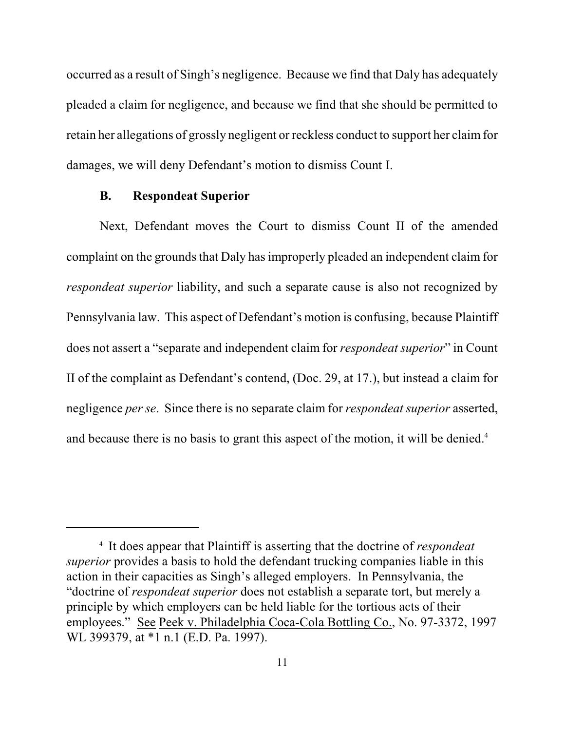occurred as a result of Singh's negligence. Because we find that Daly has adequately pleaded a claim for negligence, and because we find that she should be permitted to retain her allegations of grossly negligent or reckless conduct to support her claim for damages, we will deny Defendant's motion to dismiss Count I.

### B. Respondeat Superior

Next, Defendant moves the Court to dismiss Count II of the amended complaint on the grounds that Daly has improperly pleaded an independent claim for *respondeat superior* liability, and such a separate cause is also not recognized by Pennsylvania law. This aspect of Defendant's motion is confusing, because Plaintiff does not assert a "separate and independent claim for *respondeat superior*" in Count II of the complaint as Defendant's contend, (Doc. 29, at 17.), but instead a claim for negligence *per se*. Since there is no separate claim for *respondeat superior* asserted, and because there is no basis to grant this aspect of the motion, it will be denied.[4]

---

[4] It does appear that Plaintiff is asserting that the doctrine of *respondeat superior* provides a basis to hold the defendant trucking companies liable in this action in their capacities as Singh's alleged employers. In Pennsylvania, the "doctrine of *respondeat superior* does not establish a separate tort, but merely a principle by which employers can be held liable for the tortious acts of their employees." See Peek v. Philadelphia Coca-Cola Bottling Co., No. 97-3372, 1997 WL 399379, at *1 n.1 (E.D. Pa. 1997).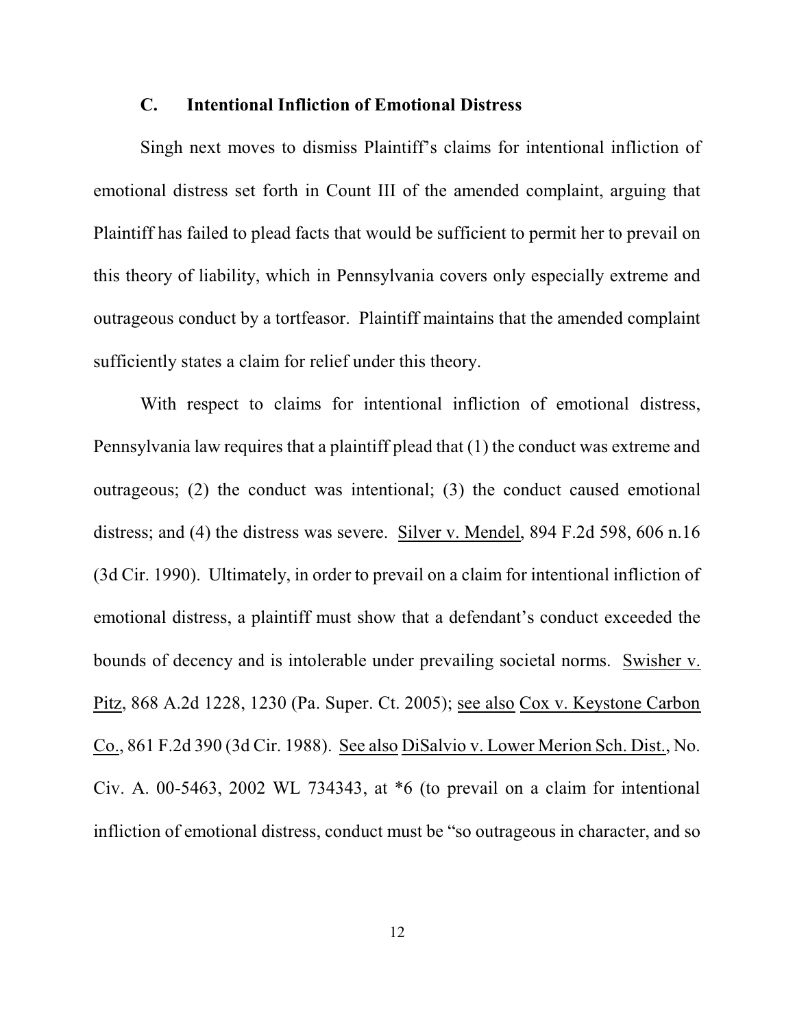### C. Intentional Infliction of Emotional Distress

Singh next moves to dismiss Plaintiff's claims for intentional infliction of emotional distress set forth in Count III of the amended complaint, arguing that Plaintiff has failed to plead facts that would be sufficient to permit her to prevail on this theory of liability, which in Pennsylvania covers only especially extreme and outrageous conduct by a tortfeasor. Plaintiff maintains that the amended complaint sufficiently states a claim for relief under this theory.

With respect to claims for intentional infliction of emotional distress, Pennsylvania law requires that a plaintiff plead that (1) the conduct was extreme and outrageous; (2) the conduct was intentional; (3) the conduct caused emotional distress; and (4) the distress was severe. Silver v. Mendel, 894 F.2d 598, 606 n.16 (3d Cir. 1990). Ultimately, in order to prevail on a claim for intentional infliction of emotional distress, a plaintiff must show that a defendant's conduct exceeded the bounds of decency and is intolerable under prevailing societal norms. Swisher v. Pitz, 868 A.2d 1228, 1230 (Pa. Super. Ct. 2005); see also Cox v. Keystone Carbon Co., 861 F.2d 390 (3d Cir. 1988). See also DiSalvio v. Lower Merion Sch. Dist., No. Civ. A. 00-5463, 2002 WL 734343, at *6 (to prevail on a claim for intentional infliction of emotional distress, conduct must be "so outrageous in character, and so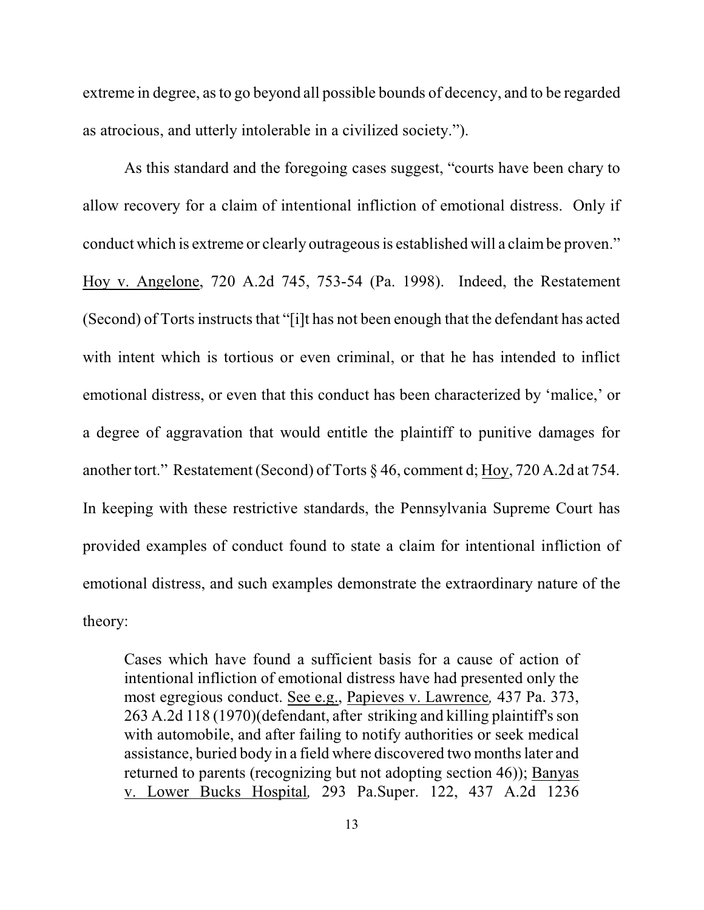extreme in degree, as to go beyond all possible bounds of decency, and to be regarded as atrocious, and utterly intolerable in a civilized society.").

As this standard and the foregoing cases suggest, "courts have been chary to allow recovery for a claim of intentional infliction of emotional distress. Only if conduct which is extreme or clearly outrageous is established will a claim be proven." Hoy v. Angelone, 720 A.2d 745, 753-54 (Pa. 1998). Indeed, the Restatement (Second) of Torts instructs that "[i]t has not been enough that the defendant has acted with intent which is tortious or even criminal, or that he has intended to inflict emotional distress, or even that this conduct has been characterized by 'malice,' or a degree of aggravation that would entitle the plaintiff to punitive damages for another tort." Restatement (Second) of Torts § 46, comment d; Hoy, 720 A.2d at 754. In keeping with these restrictive standards, the Pennsylvania Supreme Court has provided examples of conduct found to state a claim for intentional infliction of emotional distress, and such examples demonstrate the extraordinary nature of the theory:

> Cases which have found a sufficient basis for a cause of action of intentional infliction of emotional distress have had presented only the most egregious conduct. See e.g., Papieves v. Lawrence, 437 Pa. 373, 263 A.2d 118 (1970)(defendant, after striking and killing plaintiff's son with automobile, and after failing to notify authorities or seek medical assistance, buried body in a field where discovered two months later and returned to parents (recognizing but not adopting section 46)); Banyas v. Lower Bucks Hospital, 293 Pa.Super. 122, 437 A.2d 1236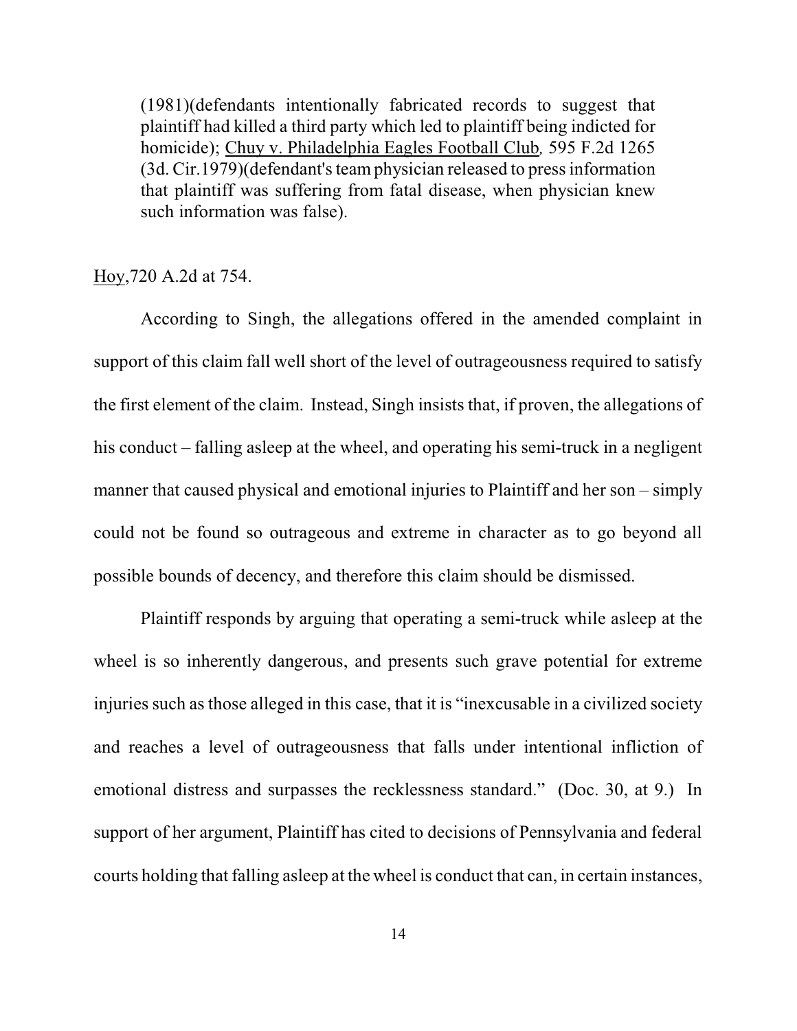(1981)(defendants intentionally fabricated records to suggest that plaintiff had killed a third party which led to plaintiff being indicted for homicide); Chuy v. Philadelphia Eagles Football Club, 595 F.2d 1265 (3d. Cir.1979)(defendant's team physician released to press information that plaintiff was suffering from fatal disease, when physician knew such information was false).

Hoy, 720 A.2d at 754.

According to Singh, the allegations offered in the amended complaint in support of this claim fall well short of the level of outrageousness required to satisfy the first element of the claim. Instead, Singh insists that, if proven, the allegations of his conduct – falling asleep at the wheel, and operating his semi-truck in a negligent manner that caused physical and emotional injuries to Plaintiff and her son – simply could not be found so outrageous and extreme in character as to go beyond all possible bounds of decency, and therefore this claim should be dismissed.

Plaintiff responds by arguing that operating a semi-truck while asleep at the wheel is so inherently dangerous, and presents such grave potential for extreme injuries such as those alleged in this case, that it is "inexcusable in a civilized society and reaches a level of outrageousness that falls under intentional infliction of emotional distress and surpasses the recklessness standard." (Doc. 30, at 9.) In support of her argument, Plaintiff has cited to decisions of Pennsylvania and federal courts holding that falling asleep at the wheel is conduct that can, in certain instances,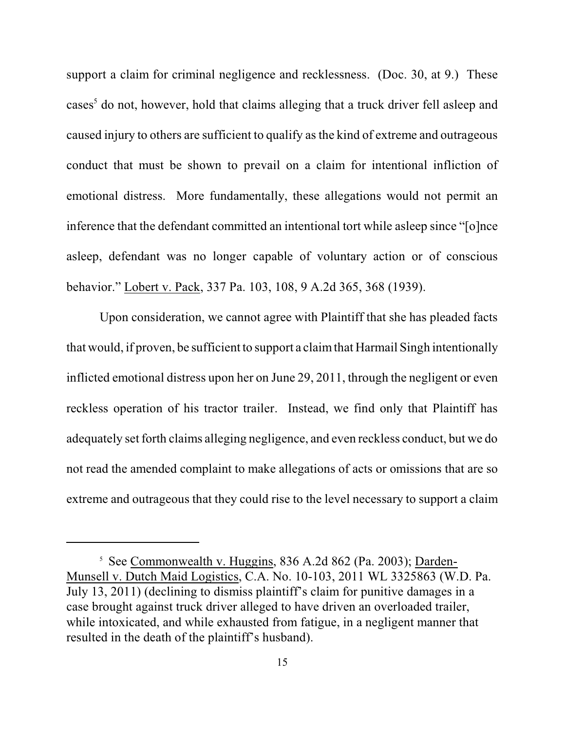support a claim for criminal negligence and recklessness. (Doc. 30, at 9.) These cases[5] do not, however, hold that claims alleging that a truck driver fell asleep and caused injury to others are sufficient to qualify as the kind of extreme and outrageous conduct that must be shown to prevail on a claim for intentional infliction of emotional distress. More fundamentally, these allegations would not permit an inference that the defendant committed an intentional tort while asleep since "[o]nce asleep, defendant was no longer capable of voluntary action or of conscious behavior." Lobert v. Pack, 337 Pa. 103, 108, 9 A.2d 365, 368 (1939).

Upon consideration, we cannot agree with Plaintiff that she has pleaded facts that would, if proven, be sufficient to support a claim that Harmail Singh intentionally inflicted emotional distress upon her on June 29, 2011, through the negligent or even reckless operation of his tractor trailer. Instead, we find only that Plaintiff has adequately set forth claims alleging negligence, and even reckless conduct, but we do not read the amended complaint to make allegations of acts or omissions that are so extreme and outrageous that they could rise to the level necessary to support a claim

---

[5] See Commonwealth v. Huggins, 836 A.2d 862 (Pa. 2003); Darden-Munsell v. Dutch Maid Logistics, C.A. No. 10-103, 2011 WL 3325863 (W.D. Pa. July 13, 2011) (declining to dismiss plaintiff's claim for punitive damages in a case brought against truck driver alleged to have driven an overloaded trailer, while intoxicated, and while exhausted from fatigue, in a negligent manner that resulted in the death of the plaintiff's husband).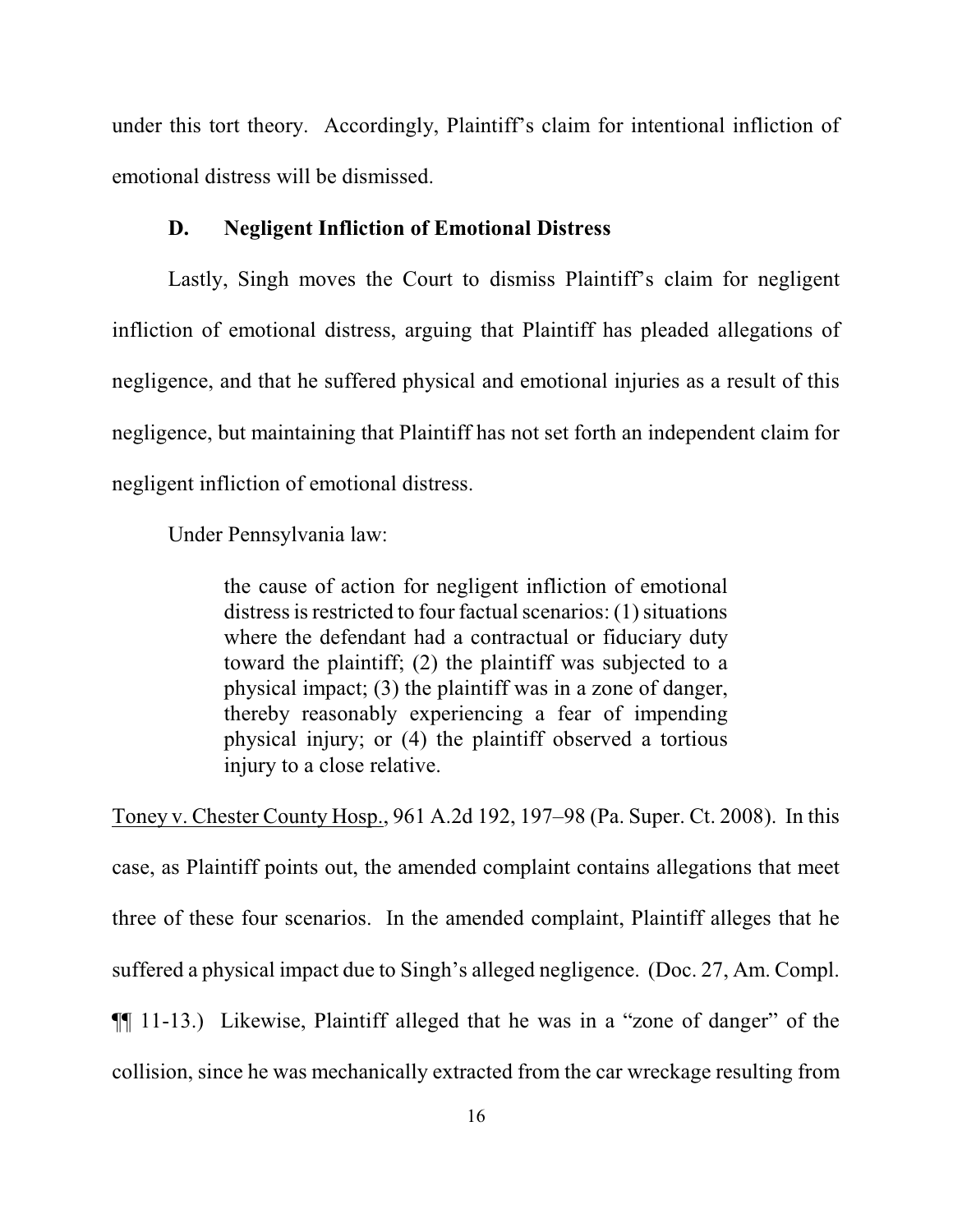under this tort theory. Accordingly, Plaintiff's claim for intentional infliction of emotional distress will be dismissed.

### D. Negligent Infliction of Emotional Distress

Lastly, Singh moves the Court to dismiss Plaintiff's claim for negligent infliction of emotional distress, arguing that Plaintiff has pleaded allegations of negligence, and that he suffered physical and emotional injuries as a result of this negligence, but maintaining that Plaintiff has not set forth an independent claim for negligent infliction of emotional distress.

Under Pennsylvania law:

> the cause of action for negligent infliction of emotional distress is restricted to four factual scenarios: (1) situations where the defendant had a contractual or fiduciary duty toward the plaintiff; (2) the plaintiff was subjected to a physical impact; (3) the plaintiff was in a zone of danger, thereby reasonably experiencing a fear of impending physical injury; or (4) the plaintiff observed a tortious injury to a close relative.

Toney v. Chester County Hosp., 961 A.2d 192, 197–98 (Pa. Super. Ct. 2008). In this case, as Plaintiff points out, the amended complaint contains allegations that meet three of these four scenarios. In the amended complaint, Plaintiff alleges that he suffered a physical impact due to Singh's alleged negligence. (Doc. 27, Am. Compl. ¶¶ 11-13.) Likewise, Plaintiff alleged that he was in a "zone of danger" of the collision, since he was mechanically extracted from the car wreckage resulting from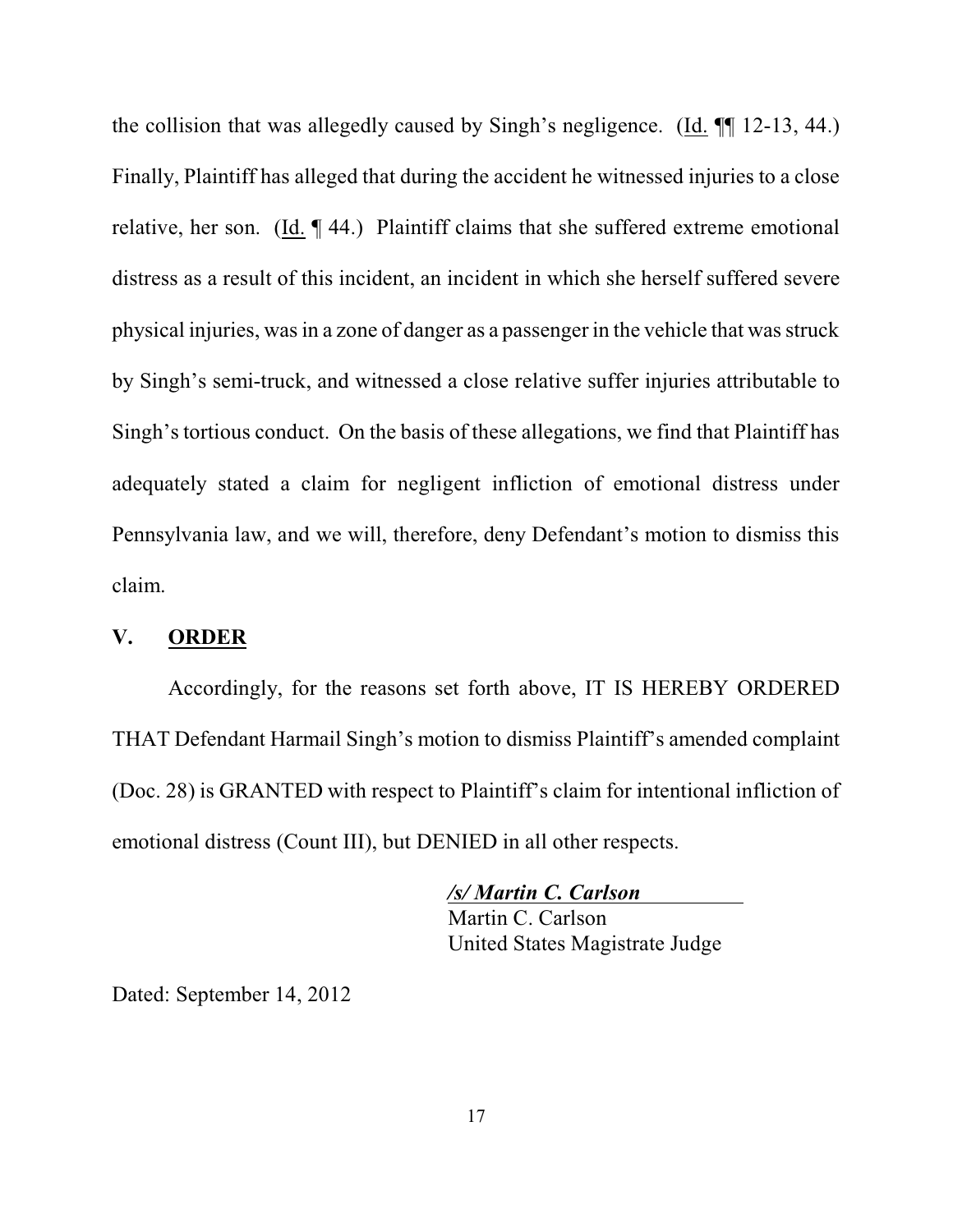the collision that was allegedly caused by Singh's negligence. (Id. ¶¶ 12-13, 44.) Finally, Plaintiff has alleged that during the accident he witnessed injuries to a close relative, her son. (Id. ¶ 44.) Plaintiff claims that she suffered extreme emotional distress as a result of this incident, an incident in which she herself suffered severe physical injuries, was in a zone of danger as a passenger in the vehicle that was struck by Singh's semi-truck, and witnessed a close relative suffer injuries attributable to Singh's tortious conduct. On the basis of these allegations, we find that Plaintiff has adequately stated a claim for negligent infliction of emotional distress under Pennsylvania law, and we will, therefore, deny Defendant's motion to dismiss this claim.

## V. ORDER

Accordingly, for the reasons set forth above, IT IS HEREBY ORDERED THAT Defendant Harmail Singh's motion to dismiss Plaintiff's amended complaint (Doc. 28) is GRANTED with respect to Plaintiff's claim for intentional infliction of emotional distress (Count III), but DENIED in all other respects.

*/s/ Martin C. Carlson*
Martin C. Carlson
United States Magistrate Judge

Dated: September 14, 2012